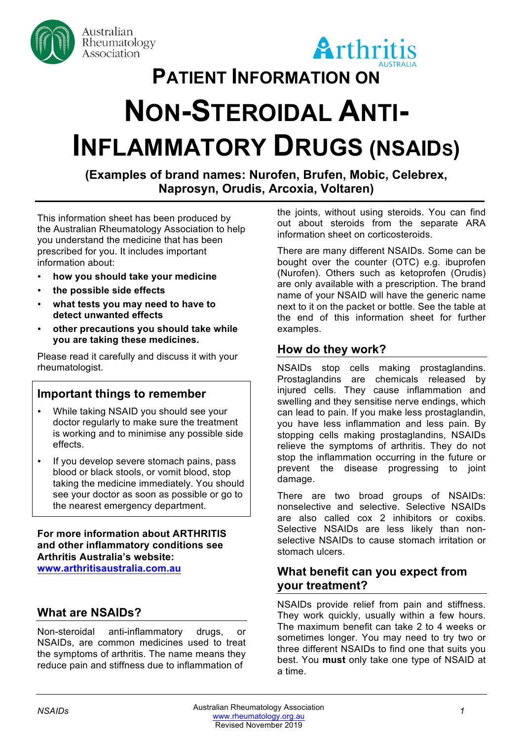# PATIENT INFORMATION ON NON-STEROIDAL ANTI-INFLAMMATORY DRUGS (NSAIDs)

**(Examples of brand names: Nurofen, Brufen, Mobic, Celebrex, Naprosyn, Orudis, Arcoxia, Voltaren)**

This information sheet has been produced by the Australian Rheumatology Association to help you understand the medicine that has been prescribed for you. It includes important information about:

- **how you should take your medicine**
- **the possible side effects**
- **what tests you may need to have to detect unwanted effects**
- **other precautions you should take while you are taking these medicines.**

Please read it carefully and discuss it with your rheumatologist.

## Important things to remember

- While taking NSAID you should see your doctor regularly to make sure the treatment is working and to minimise any possible side effects.
- If you develop severe stomach pains, pass blood or black stools, or vomit blood, stop taking the medicine immediately. You should see your doctor as soon as possible or go to the nearest emergency department.

**For more information about ARTHRITIS and other inflammatory conditions see Arthritis Australia's website: [www.arthritisaustralia.com.au](http://www.arthritisaustralia.com.au)**

## What are NSAIDs?

Non-steroidal anti-inflammatory drugs, or NSAIDs, are common medicines used to treat the symptoms of arthritis. The name means they reduce pain and stiffness due to inflammation of the joints, without using steroids. You can find out about steroids from the separate ARA information sheet on corticosteroids.

There are many different NSAIDs. Some can be bought over the counter (OTC) e.g. ibuprofen (Nurofen). Others such as ketoprofen (Orudis) are only available with a prescription. The brand name of your NSAID will have the generic name next to it on the packet or bottle. See the table at the end of this information sheet for further examples.

## How do they work?

NSAIDs stop cells making prostaglandins. Prostaglandins are chemicals released by injured cells. They cause inflammation and swelling and they sensitise nerve endings, which can lead to pain. If you make less prostaglandin, you have less inflammation and less pain. By stopping cells making prostaglandins, NSAIDs relieve the symptoms of arthritis. They do not stop the inflammation occurring in the future or prevent the disease progressing to joint damage.

There are two broad groups of NSAIDs: nonselective and selective. Selective NSAIDs are also called cox 2 inhibitors or coxibs. Selective NSAIDs are less likely than non-selective NSAIDs to cause stomach irritation or stomach ulcers.

## What benefit can you expect from your treatment?

NSAIDs provide relief from pain and stiffness. They work quickly, usually within a few hours. The maximum benefit can take 2 to 4 weeks or sometimes longer. You may need to try two or three different NSAIDs to find one that suits you best. You **must** only take one type of NSAID at a time.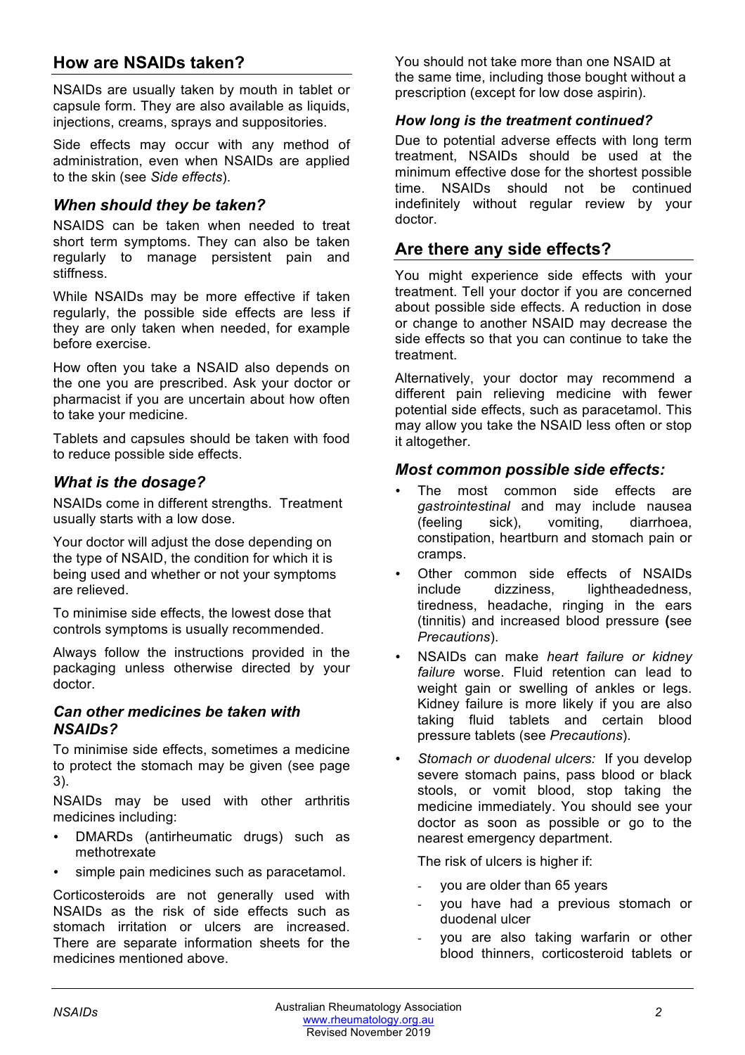## How are NSAIDs taken?

NSAIDs are usually taken by mouth in tablet or capsule form. They are also available as liquids, injections, creams, sprays and suppositories.

Side effects may occur with any method of administration, even when NSAIDs are applied to the skin (see *Side effects*).

### *When should they be taken?*

NSAIDS can be taken when needed to treat short term symptoms. They can also be taken regularly to manage persistent pain and stiffness.

While NSAIDs may be more effective if taken regularly, the possible side effects are less if they are only taken when needed, for example before exercise.

How often you take a NSAID also depends on the one you are prescribed. Ask your doctor or pharmacist if you are uncertain about how often to take your medicine.

Tablets and capsules should be taken with food to reduce possible side effects.

### *What is the dosage?*

NSAIDs come in different strengths. Treatment usually starts with a low dose.

Your doctor will adjust the dose depending on the type of NSAID, the condition for which it is being used and whether or not your symptoms are relieved.

To minimise side effects, the lowest dose that controls symptoms is usually recommended.

Always follow the instructions provided in the packaging unless otherwise directed by your doctor.

### *Can other medicines be taken with NSAIDs?*

To minimise side effects, sometimes a medicine to protect the stomach may be given (see page 3).

NSAIDs may be used with other arthritis medicines including:

- DMARDs (antirheumatic drugs) such as methotrexate
- simple pain medicines such as paracetamol.

Corticosteroids are not generally used with NSAIDs as the risk of side effects such as stomach irritation or ulcers are increased. There are separate information sheets for the medicines mentioned above.

You should not take more than one NSAID at the same time, including those bought without a prescription (except for low dose aspirin).

### *How long is the treatment continued?*

Due to potential adverse effects with long term treatment, NSAIDs should be used at the minimum effective dose for the shortest possible time. NSAIDs should not be continued indefinitely without regular review by your doctor.

## Are there any side effects?

You might experience side effects with your treatment. Tell your doctor if you are concerned about possible side effects. A reduction in dose or change to another NSAID may decrease the side effects so that you can continue to take the treatment.

Alternatively, your doctor may recommend a different pain relieving medicine with fewer potential side effects, such as paracetamol. This may allow you take the NSAID less often or stop it altogether.

### *Most common possible side effects:*

- The most common side effects are *gastrointestinal* and may include nausea (feeling sick), vomiting, diarrhoea, constipation, heartburn and stomach pain or cramps.
- Other common side effects of NSAIDs include dizziness, lightheadedness, tiredness, headache, ringing in the ears (tinnitus) and increased blood pressure **(**see *Precautions*).
- NSAIDs can make *heart failure or kidney failure* worse. Fluid retention can lead to weight gain or swelling of ankles or legs. Kidney failure is more likely if you are also taking fluid tablets and certain blood pressure tablets (see *Precautions*).
- *Stomach or duodenal ulcers:* If you develop severe stomach pains, pass blood or black stools, or vomit blood, stop taking the medicine immediately. You should see your doctor as soon as possible or go to the nearest emergency department.

  The risk of ulcers is higher if:

  - you are older than 65 years
  - you have had a previous stomach or duodenal ulcer
  - you are also taking warfarin or other blood thinners, corticosteroid tablets or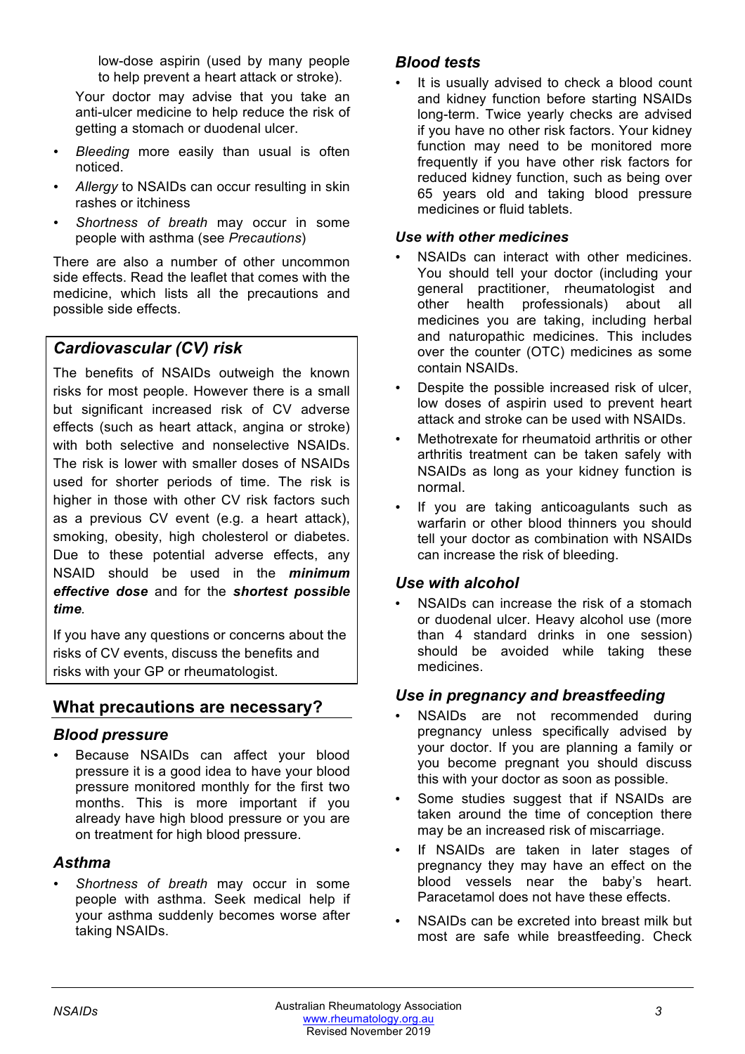low-dose aspirin (used by many people to help prevent a heart attack or stroke).

Your doctor may advise that you take an anti-ulcer medicine to help reduce the risk of getting a stomach or duodenal ulcer.

- *Bleeding* more easily than usual is often noticed.
- *Allergy* to NSAIDs can occur resulting in skin rashes or itchiness
- *Shortness of breath* may occur in some people with asthma (see *Precautions*)

There are also a number of other uncommon side effects. Read the leaflet that comes with the medicine, which lists all the precautions and possible side effects.

### *Cardiovascular (CV) risk*

The benefits of NSAIDs outweigh the known risks for most people. However there is a small but significant increased risk of CV adverse effects (such as heart attack, angina or stroke) with both selective and nonselective NSAIDs. The risk is lower with smaller doses of NSAIDs used for shorter periods of time. The risk is higher in those with other CV risk factors such as a previous CV event (e.g. a heart attack), smoking, obesity, high cholesterol or diabetes. Due to these potential adverse effects, any NSAID should be used in the ***minimum effective dose*** and for the ***shortest possible time***.

If you have any questions or concerns about the risks of CV events, discuss the benefits and risks with your GP or rheumatologist.

## What precautions are necessary?

### *Blood pressure*

- Because NSAIDs can affect your blood pressure it is a good idea to have your blood pressure monitored monthly for the first two months. This is more important if you already have high blood pressure or you are on treatment for high blood pressure.

### *Asthma*

- *Shortness of breath* may occur in some people with asthma. Seek medical help if your asthma suddenly becomes worse after taking NSAIDs.

### *Blood tests*

- It is usually advised to check a blood count and kidney function before starting NSAIDs long-term. Twice yearly checks are advised if you have no other risk factors. Your kidney function may need to be monitored more frequently if you have other risk factors for reduced kidney function, such as being over 65 years old and taking blood pressure medicines or fluid tablets.

#### *Use with other medicines*

- NSAIDs can interact with other medicines. You should tell your doctor (including your general practitioner, rheumatologist and other health professionals) about all medicines you are taking, including herbal and naturopathic medicines. This includes over the counter (OTC) medicines as some contain NSAIDs.
- Despite the possible increased risk of ulcer, low doses of aspirin used to prevent heart attack and stroke can be used with NSAIDs.
- Methotrexate for rheumatoid arthritis or other arthritis treatment can be taken safely with NSAIDs as long as your kidney function is normal.
- If you are taking anticoagulants such as warfarin or other blood thinners you should tell your doctor as combination with NSAIDs can increase the risk of bleeding.

### *Use with alcohol*

- NSAIDs can increase the risk of a stomach or duodenal ulcer. Heavy alcohol use (more than 4 standard drinks in one session) should be avoided while taking these medicines.

### *Use in pregnancy and breastfeeding*

- NSAIDs are not recommended during pregnancy unless specifically advised by your doctor. If you are planning a family or you become pregnant you should discuss this with your doctor as soon as possible.
- Some studies suggest that if NSAIDs are taken around the time of conception there may be an increased risk of miscarriage.
- If NSAIDs are taken in later stages of pregnancy they may have an effect on the blood vessels near the baby's heart. Paracetamol does not have these effects.
- NSAIDs can be excreted into breast milk but most are safe while breastfeeding. Check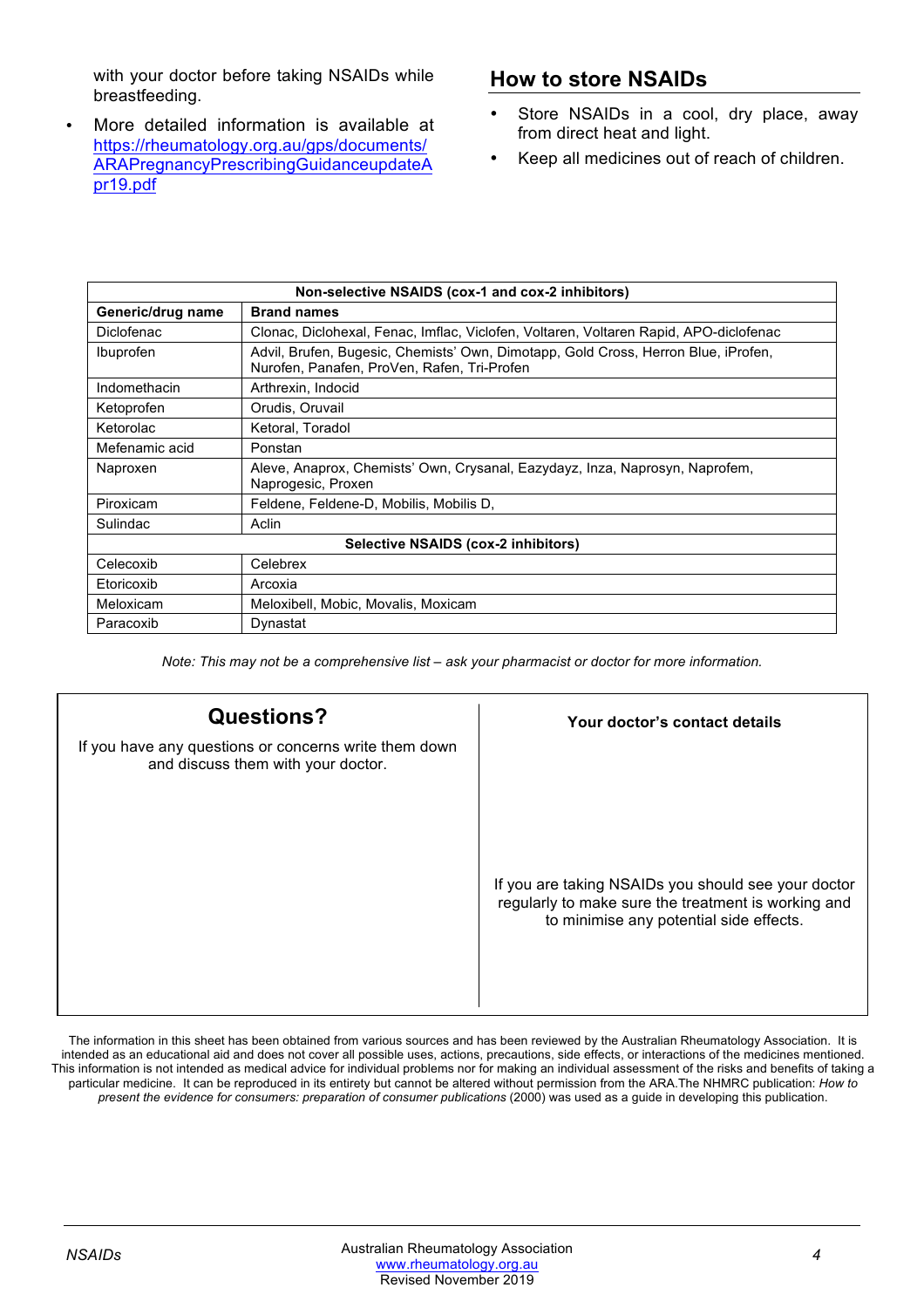with your doctor before taking NSAIDs while breastfeeding.

- More detailed information is available at https://rheumatology.org.au/gps/documents/ARAPregnancyPrescribingGuidanceupdateApr19.pdf

## How to store NSAIDs

- Store NSAIDs in a cool, dry place, away from direct heat and light.
- Keep all medicines out of reach of children.

| Non-selective NSAIDS (cox-1 and cox-2 inhibitors) | |
|---|---|
| **Generic/drug name** | **Brand names** |
| Diclofenac | Clonac, Diclohexal, Fenac, Imflac, Viclofen, Voltaren, Voltaren Rapid, APO-diclofenac |
| Ibuprofen | Advil, Brufen, Bugesic, Chemists' Own, Dimotapp, Gold Cross, Herron Blue, iProfen, Nurofen, Panafen, ProVen, Rafen, Tri-Profen |
| Indomethacin | Arthrexin, Indocid |
| Ketoprofen | Orudis, Oruvail |
| Ketorolac | Ketoral, Toradol |
| Mefenamic acid | Ponstan |
| Naproxen | Aleve, Anaprox, Chemists' Own, Crysanal, Eazydayz, Inza, Naprosyn, Naprofem, Naprogesic, Proxen |
| Piroxicam | Feldene, Feldene-D, Mobilis, Mobilis D, |
| Sulindac | Aclin |
| **Selective NSAIDS (cox-2 inhibitors)** | |
| Celecoxib | Celebrex |
| Etoricoxib | Arcoxia |
| Meloxicam | Meloxibell, Mobic, Movalis, Moxicam |
| Paracoxib | Dynastat |

*Note: This may not be a comprehensive list – ask your pharmacist or doctor for more information.*

## Questions?

If you have any questions or concerns write them down and discuss them with your doctor.

**Your doctor's contact details**

If you are taking NSAIDs you should see your doctor regularly to make sure the treatment is working and to minimise any potential side effects.

The information in this sheet has been obtained from various sources and has been reviewed by the Australian Rheumatology Association. It is intended as an educational aid and does not cover all possible uses, actions, precautions, side effects, or interactions of the medicines mentioned. This information is not intended as medical advice for individual problems nor for making an individual assessment of the risks and benefits of taking a particular medicine. It can be reproduced in its entirety but cannot be altered without permission from the ARA.The NHMRC publication: *How to present the evidence for consumers: preparation of consumer publications* (2000) was used as a guide in developing this publication.

Australian Rheumatology Association
www.rheumatology.org.au
Revised November 2019